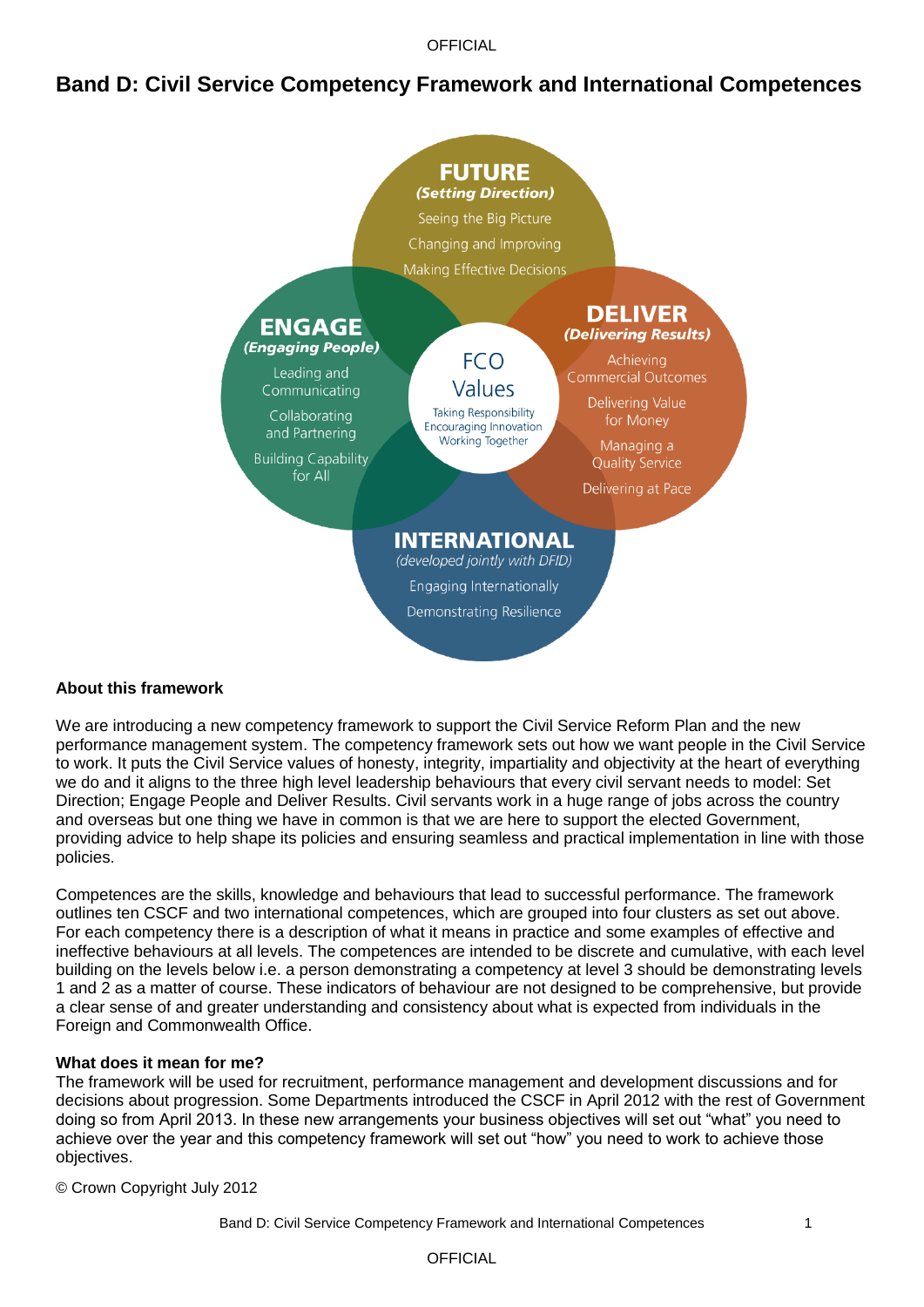# Band D: Civil Service Competency Framework and International Competences

**FUTURE**
*(Setting Direction)*
Seeing the Big Picture
Changing and Improving
Making Effective Decisions

**ENGAGE**
*(Engaging People)*
Leading and Communicating
Collaborating and Partnering
Building Capability for All

**FCO Values**
Taking Responsibility
Encouraging Innovation
Working Together

**DELIVER**
*(Delivering Results)*
Achieving Commercial Outcomes
Delivering Value for Money
Managing a Quality Service
Delivering at Pace

**INTERNATIONAL**
*(developed jointly with DFID)*
Engaging Internationally
Demonstrating Resilience

**About this framework**

We are introducing a new competency framework to support the Civil Service Reform Plan and the new performance management system. The competency framework sets out how we want people in the Civil Service to work. It puts the Civil Service values of honesty, integrity, impartiality and objectivity at the heart of everything we do and it aligns to the three high level leadership behaviours that every civil servant needs to model: Set Direction; Engage People and Deliver Results. Civil servants work in a huge range of jobs across the country and overseas but one thing we have in common is that we are here to support the elected Government, providing advice to help shape its policies and ensuring seamless and practical implementation in line with those policies.

Competences are the skills, knowledge and behaviours that lead to successful performance. The framework outlines ten CSCF and two international competences, which are grouped into four clusters as set out above. For each competency there is a description of what it means in practice and some examples of effective and ineffective behaviours at all levels. The competences are intended to be discrete and cumulative, with each level building on the levels below i.e. a person demonstrating a competency at level 3 should be demonstrating levels 1 and 2 as a matter of course. These indicators of behaviour are not designed to be comprehensive, but provide a clear sense of and greater understanding and consistency about what is expected from individuals in the Foreign and Commonwealth Office.

**What does it mean for me?**

The framework will be used for recruitment, performance management and development discussions and for decisions about progression. Some Departments introduced the CSCF in April 2012 with the rest of Government doing so from April 2013. In these new arrangements your business objectives will set out "what" you need to achieve over the year and this competency framework will set out "how" you need to work to achieve those objectives.

© Crown Copyright July 2012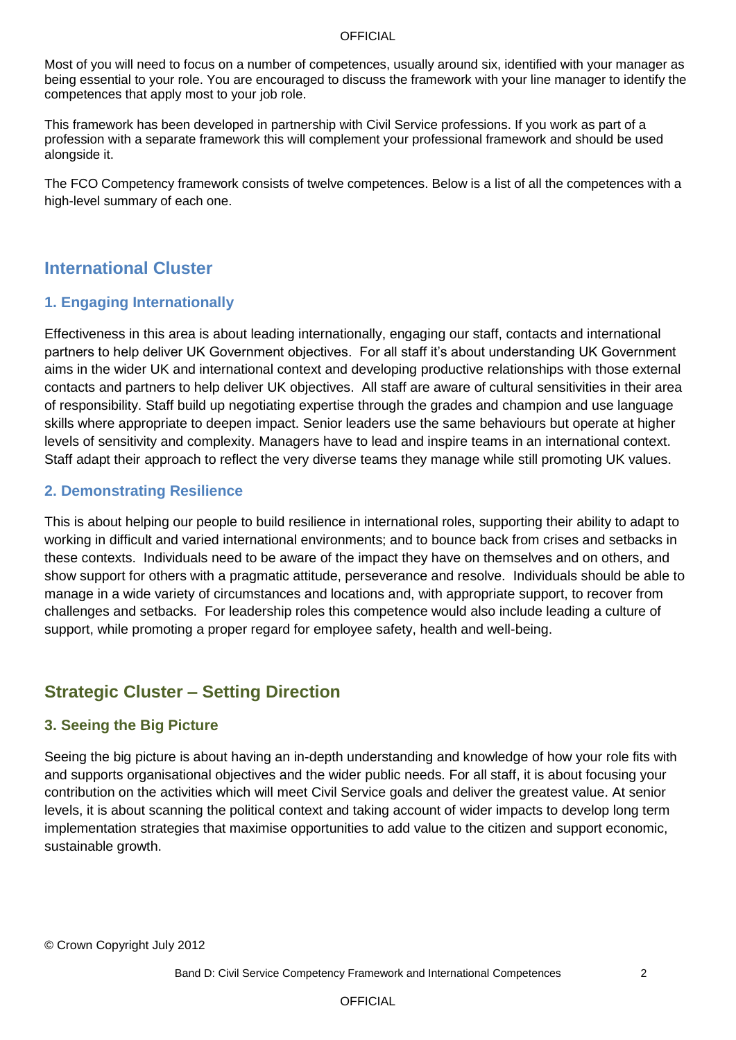Most of you will need to focus on a number of competences, usually around six, identified with your manager as being essential to your role. You are encouraged to discuss the framework with your line manager to identify the competences that apply most to your job role.

This framework has been developed in partnership with Civil Service professions. If you work as part of a profession with a separate framework this will complement your professional framework and should be used alongside it.

The FCO Competency framework consists of twelve competences. Below is a list of all the competences with a high-level summary of each one.

## International Cluster

### 1. Engaging Internationally

Effectiveness in this area is about leading internationally, engaging our staff, contacts and international partners to help deliver UK Government objectives. For all staff it's about understanding UK Government aims in the wider UK and international context and developing productive relationships with those external contacts and partners to help deliver UK objectives. All staff are aware of cultural sensitivities in their area of responsibility. Staff build up negotiating expertise through the grades and champion and use language skills where appropriate to deepen impact. Senior leaders use the same behaviours but operate at higher levels of sensitivity and complexity. Managers have to lead and inspire teams in an international context. Staff adapt their approach to reflect the very diverse teams they manage while still promoting UK values.

### 2. Demonstrating Resilience

This is about helping our people to build resilience in international roles, supporting their ability to adapt to working in difficult and varied international environments; and to bounce back from crises and setbacks in these contexts. Individuals need to be aware of the impact they have on themselves and on others, and show support for others with a pragmatic attitude, perseverance and resolve. Individuals should be able to manage in a wide variety of circumstances and locations and, with appropriate support, to recover from challenges and setbacks. For leadership roles this competence would also include leading a culture of support, while promoting a proper regard for employee safety, health and well-being.

## Strategic Cluster – Setting Direction

### 3. Seeing the Big Picture

Seeing the big picture is about having an in-depth understanding and knowledge of how your role fits with and supports organisational objectives and the wider public needs. For all staff, it is about focusing your contribution on the activities which will meet Civil Service goals and deliver the greatest value. At senior levels, it is about scanning the political context and taking account of wider impacts to develop long term implementation strategies that maximise opportunities to add value to the citizen and support economic, sustainable growth.

© Crown Copyright July 2012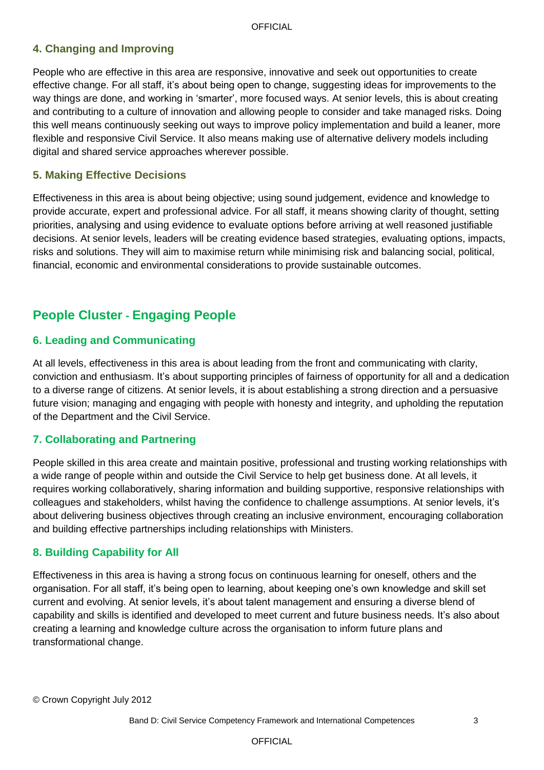### 4. Changing and Improving

People who are effective in this area are responsive, innovative and seek out opportunities to create effective change. For all staff, it's about being open to change, suggesting ideas for improvements to the way things are done, and working in 'smarter', more focused ways. At senior levels, this is about creating and contributing to a culture of innovation and allowing people to consider and take managed risks. Doing this well means continuously seeking out ways to improve policy implementation and build a leaner, more flexible and responsive Civil Service. It also means making use of alternative delivery models including digital and shared service approaches wherever possible.

### 5. Making Effective Decisions

Effectiveness in this area is about being objective; using sound judgement, evidence and knowledge to provide accurate, expert and professional advice. For all staff, it means showing clarity of thought, setting priorities, analysing and using evidence to evaluate options before arriving at well reasoned justifiable decisions. At senior levels, leaders will be creating evidence based strategies, evaluating options, impacts, risks and solutions. They will aim to maximise return while minimising risk and balancing social, political, financial, economic and environmental considerations to provide sustainable outcomes.

## People Cluster - Engaging People

### 6. Leading and Communicating

At all levels, effectiveness in this area is about leading from the front and communicating with clarity, conviction and enthusiasm. It's about supporting principles of fairness of opportunity for all and a dedication to a diverse range of citizens. At senior levels, it is about establishing a strong direction and a persuasive future vision; managing and engaging with people with honesty and integrity, and upholding the reputation of the Department and the Civil Service.

### 7. Collaborating and Partnering

People skilled in this area create and maintain positive, professional and trusting working relationships with a wide range of people within and outside the Civil Service to help get business done. At all levels, it requires working collaboratively, sharing information and building supportive, responsive relationships with colleagues and stakeholders, whilst having the confidence to challenge assumptions. At senior levels, it's about delivering business objectives through creating an inclusive environment, encouraging collaboration and building effective partnerships including relationships with Ministers.

### 8. Building Capability for All

Effectiveness in this area is having a strong focus on continuous learning for oneself, others and the organisation. For all staff, it's being open to learning, about keeping one's own knowledge and skill set current and evolving. At senior levels, it's about talent management and ensuring a diverse blend of capability and skills is identified and developed to meet current and future business needs. It's also about creating a learning and knowledge culture across the organisation to inform future plans and transformational change.

© Crown Copyright July 2012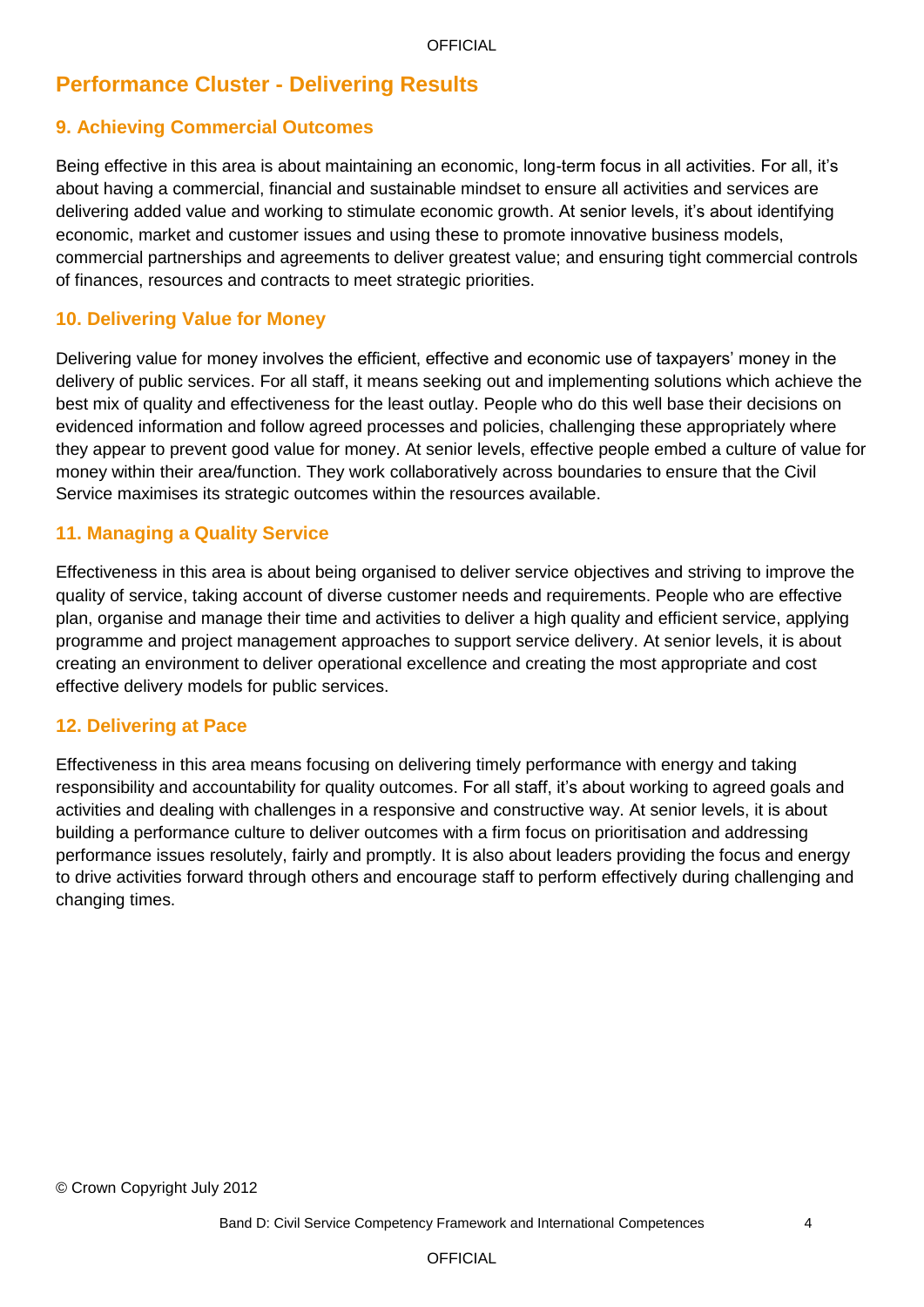## Performance Cluster - Delivering Results

### 9. Achieving Commercial Outcomes

Being effective in this area is about maintaining an economic, long-term focus in all activities. For all, it's about having a commercial, financial and sustainable mindset to ensure all activities and services are delivering added value and working to stimulate economic growth. At senior levels, it's about identifying economic, market and customer issues and using these to promote innovative business models, commercial partnerships and agreements to deliver greatest value; and ensuring tight commercial controls of finances, resources and contracts to meet strategic priorities.

### 10. Delivering Value for Money

Delivering value for money involves the efficient, effective and economic use of taxpayers' money in the delivery of public services. For all staff, it means seeking out and implementing solutions which achieve the best mix of quality and effectiveness for the least outlay. People who do this well base their decisions on evidenced information and follow agreed processes and policies, challenging these appropriately where they appear to prevent good value for money. At senior levels, effective people embed a culture of value for money within their area/function. They work collaboratively across boundaries to ensure that the Civil Service maximises its strategic outcomes within the resources available.

### 11. Managing a Quality Service

Effectiveness in this area is about being organised to deliver service objectives and striving to improve the quality of service, taking account of diverse customer needs and requirements. People who are effective plan, organise and manage their time and activities to deliver a high quality and efficient service, applying programme and project management approaches to support service delivery. At senior levels, it is about creating an environment to deliver operational excellence and creating the most appropriate and cost effective delivery models for public services.

### 12. Delivering at Pace

Effectiveness in this area means focusing on delivering timely performance with energy and taking responsibility and accountability for quality outcomes. For all staff, it's about working to agreed goals and activities and dealing with challenges in a responsive and constructive way. At senior levels, it is about building a performance culture to deliver outcomes with a firm focus on prioritisation and addressing performance issues resolutely, fairly and promptly. It is also about leaders providing the focus and energy to drive activities forward through others and encourage staff to perform effectively during challenging and changing times.

© Crown Copyright July 2012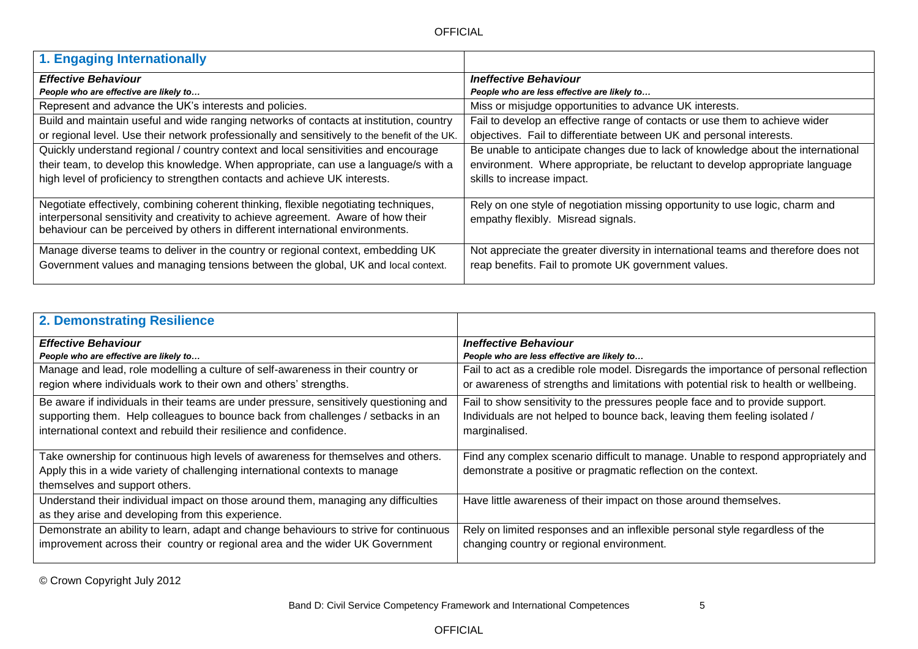| **1. Engaging Internationally** | |
|---|---|
| ***Effective Behaviour***<br>***People who are effective are likely to…*** | ***Ineffective Behaviour***<br>***People who are less effective are likely to…*** |
| Represent and advance the UK's interests and policies. | Miss or misjudge opportunities to advance UK interests. |
| Build and maintain useful and wide ranging networks of contacts at institution, country or regional level. Use their network professionally and sensitively to the benefit of the UK. | Fail to develop an effective range of contacts or use them to achieve wider objectives. Fail to differentiate between UK and personal interests. |
| Quickly understand regional / country context and local sensitivities and encourage their team, to develop this knowledge. When appropriate, can use a language/s with a high level of proficiency to strengthen contacts and achieve UK interests. | Be unable to anticipate changes due to lack of knowledge about the international environment. Where appropriate, be reluctant to develop appropriate language skills to increase impact. |
| Negotiate effectively, combining coherent thinking, flexible negotiating techniques, interpersonal sensitivity and creativity to achieve agreement. Aware of how their behaviour can be perceived by others in different international environments. | Rely on one style of negotiation missing opportunity to use logic, charm and empathy flexibly. Misread signals. |
| Manage diverse teams to deliver in the country or regional context, embedding UK Government values and managing tensions between the global, UK and local context. | Not appreciate the greater diversity in international teams and therefore does not reap benefits. Fail to promote UK government values. |

| **2. Demonstrating Resilience** | |
|---|---|
| ***Effective Behaviour***<br>***People who are effective are likely to…*** | ***Ineffective Behaviour***<br>***People who are less effective are likely to…*** |
| Manage and lead, role modelling a culture of self-awareness in their country or region where individuals work to their own and others' strengths. | Fail to act as a credible role model. Disregards the importance of personal reflection or awareness of strengths and limitations with potential risk to health or wellbeing. |
| Be aware if individuals in their teams are under pressure, sensitively questioning and supporting them. Help colleagues to bounce back from challenges / setbacks in an international context and rebuild their resilience and confidence. | Fail to show sensitivity to the pressures people face and to provide support. Individuals are not helped to bounce back, leaving them feeling isolated / marginalised. |
| Take ownership for continuous high levels of awareness for themselves and others. Apply this in a wide variety of challenging international contexts to manage themselves and support others. | Find any complex scenario difficult to manage. Unable to respond appropriately and demonstrate a positive or pragmatic reflection on the context. |
| Understand their individual impact on those around them, managing any difficulties as they arise and developing from this experience. | Have little awareness of their impact on those around themselves. |
| Demonstrate an ability to learn, adapt and change behaviours to strive for continuous improvement across their country or regional area and the wider UK Government | Rely on limited responses and an inflexible personal style regardless of the changing country or regional environment. |

© Crown Copyright July 2012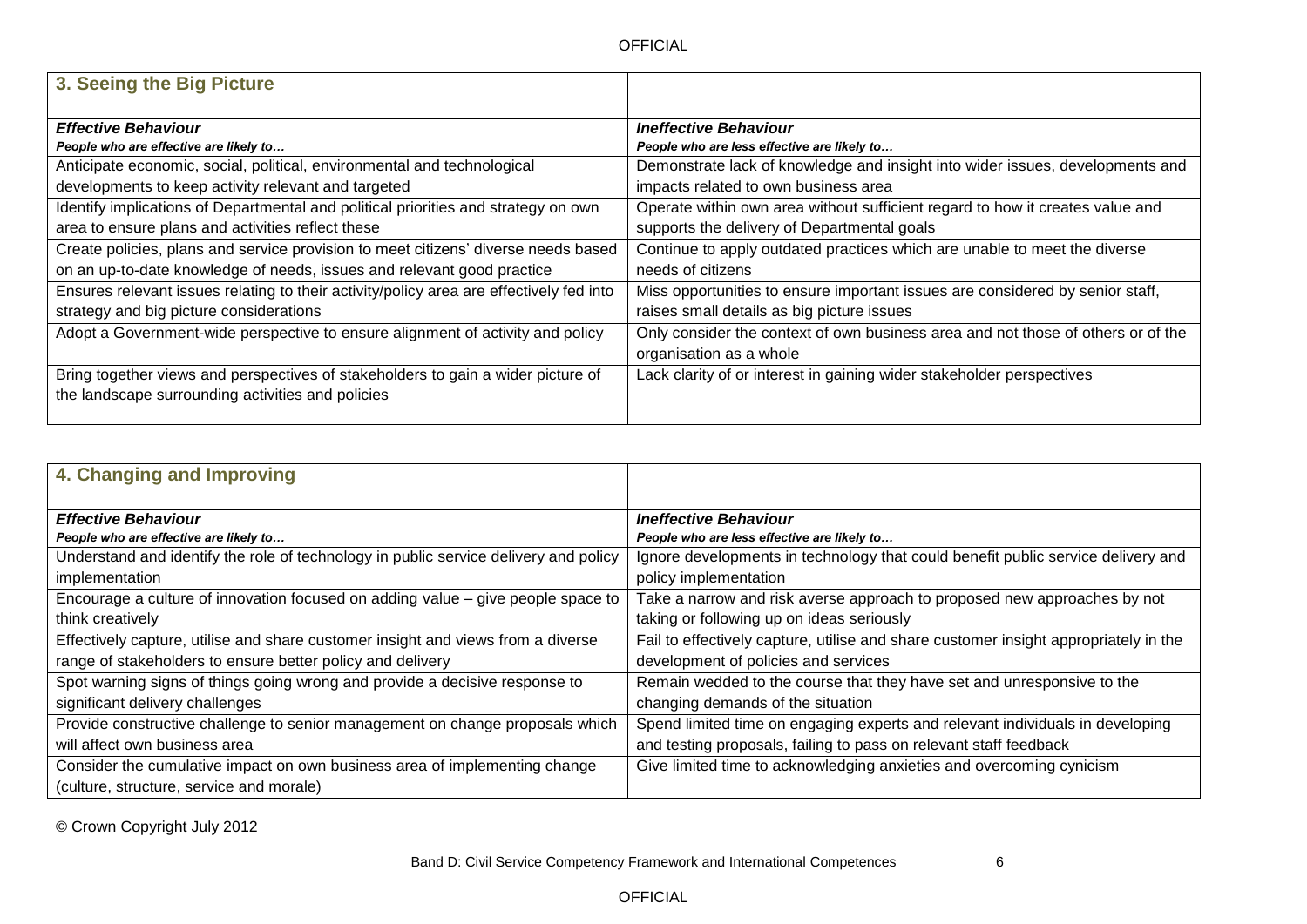## 3. Seeing the Big Picture

| ***Effective Behaviour*** <br> ***People who are effective are likely to…*** | ***Ineffective Behaviour*** <br> ***People who are less effective are likely to…*** |
|---|---|
| Anticipate economic, social, political, environmental and technological developments to keep activity relevant and targeted | Demonstrate lack of knowledge and insight into wider issues, developments and impacts related to own business area |
| Identify implications of Departmental and political priorities and strategy on own area to ensure plans and activities reflect these | Operate within own area without sufficient regard to how it creates value and supports the delivery of Departmental goals |
| Create policies, plans and service provision to meet citizens' diverse needs based on an up-to-date knowledge of needs, issues and relevant good practice | Continue to apply outdated practices which are unable to meet the diverse needs of citizens |
| Ensures relevant issues relating to their activity/policy area are effectively fed into strategy and big picture considerations | Miss opportunities to ensure important issues are considered by senior staff, raises small details as big picture issues |
| Adopt a Government-wide perspective to ensure alignment of activity and policy | Only consider the context of own business area and not those of others or of the organisation as a whole |
| Bring together views and perspectives of stakeholders to gain a wider picture of the landscape surrounding activities and policies | Lack clarity of or interest in gaining wider stakeholder perspectives |

## 4. Changing and Improving

| ***Effective Behaviour*** <br> ***People who are effective are likely to…*** | ***Ineffective Behaviour*** <br> ***People who are less effective are likely to…*** |
|---|---|
| Understand and identify the role of technology in public service delivery and policy implementation | Ignore developments in technology that could benefit public service delivery and policy implementation |
| Encourage a culture of innovation focused on adding value – give people space to think creatively | Take a narrow and risk averse approach to proposed new approaches by not taking or following up on ideas seriously |
| Effectively capture, utilise and share customer insight and views from a diverse range of stakeholders to ensure better policy and delivery | Fail to effectively capture, utilise and share customer insight appropriately in the development of policies and services |
| Spot warning signs of things going wrong and provide a decisive response to significant delivery challenges | Remain wedded to the course that they have set and unresponsive to the changing demands of the situation |
| Provide constructive challenge to senior management on change proposals which will affect own business area | Spend limited time on engaging experts and relevant individuals in developing and testing proposals, failing to pass on relevant staff feedback |
| Consider the cumulative impact on own business area of implementing change (culture, structure, service and morale) | Give limited time to acknowledging anxieties and overcoming cynicism |

© Crown Copyright July 2012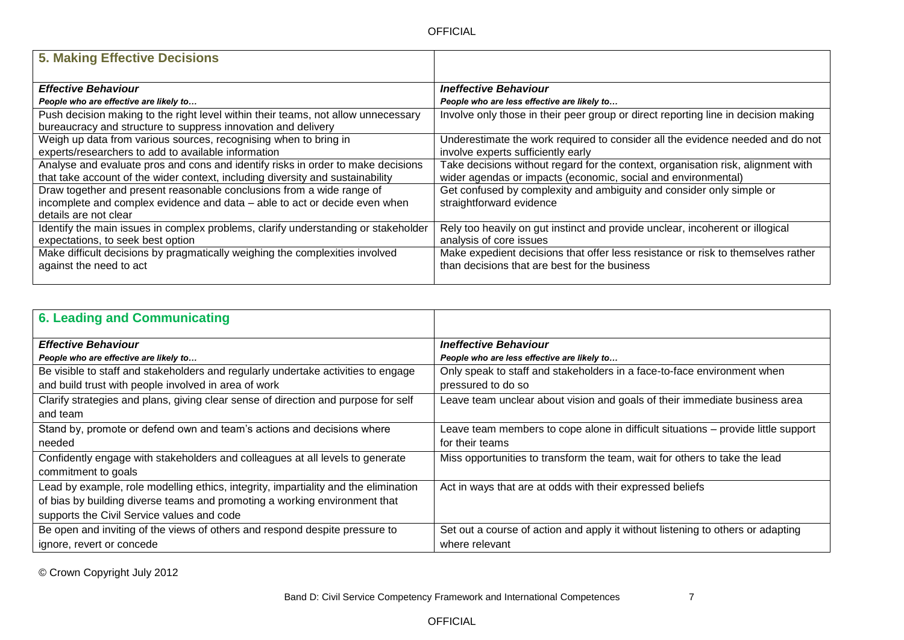## 5. Making Effective Decisions

| *Effective Behaviour*<br>***People who are effective are likely to…*** | *Ineffective Behaviour*<br>***People who are less effective are likely to…*** |
|---|---|
| Push decision making to the right level within their teams, not allow unnecessary bureaucracy and structure to suppress innovation and delivery | Involve only those in their peer group or direct reporting line in decision making |
| Weigh up data from various sources, recognising when to bring in experts/researchers to add to available information | Underestimate the work required to consider all the evidence needed and do not involve experts sufficiently early |
| Analyse and evaluate pros and cons and identify risks in order to make decisions that take account of the wider context, including diversity and sustainability | Take decisions without regard for the context, organisation risk, alignment with wider agendas or impacts (economic, social and environmental) |
| Draw together and present reasonable conclusions from a wide range of incomplete and complex evidence and data – able to act or decide even when details are not clear | Get confused by complexity and ambiguity and consider only simple or straightforward evidence |
| Identify the main issues in complex problems, clarify understanding or stakeholder expectations, to seek best option | Rely too heavily on gut instinct and provide unclear, incoherent or illogical analysis of core issues |
| Make difficult decisions by pragmatically weighing the complexities involved against the need to act | Make expedient decisions that offer less resistance or risk to themselves rather than decisions that are best for the business |

## 6. Leading and Communicating

| *Effective Behaviour*<br>***People who are effective are likely to…*** | *Ineffective Behaviour*<br>***People who are less effective are likely to…*** |
|---|---|
| Be visible to staff and stakeholders and regularly undertake activities to engage and build trust with people involved in area of work | Only speak to staff and stakeholders in a face-to-face environment when pressured to do so |
| Clarify strategies and plans, giving clear sense of direction and purpose for self and team | Leave team unclear about vision and goals of their immediate business area |
| Stand by, promote or defend own and team's actions and decisions where needed | Leave team members to cope alone in difficult situations – provide little support for their teams |
| Confidently engage with stakeholders and colleagues at all levels to generate commitment to goals | Miss opportunities to transform the team, wait for others to take the lead |
| Lead by example, role modelling ethics, integrity, impartiality and the elimination of bias by building diverse teams and promoting a working environment that supports the Civil Service values and code | Act in ways that are at odds with their expressed beliefs |
| Be open and inviting of the views of others and respond despite pressure to ignore, revert or concede | Set out a course of action and apply it without listening to others or adapting where relevant |

© Crown Copyright July 2012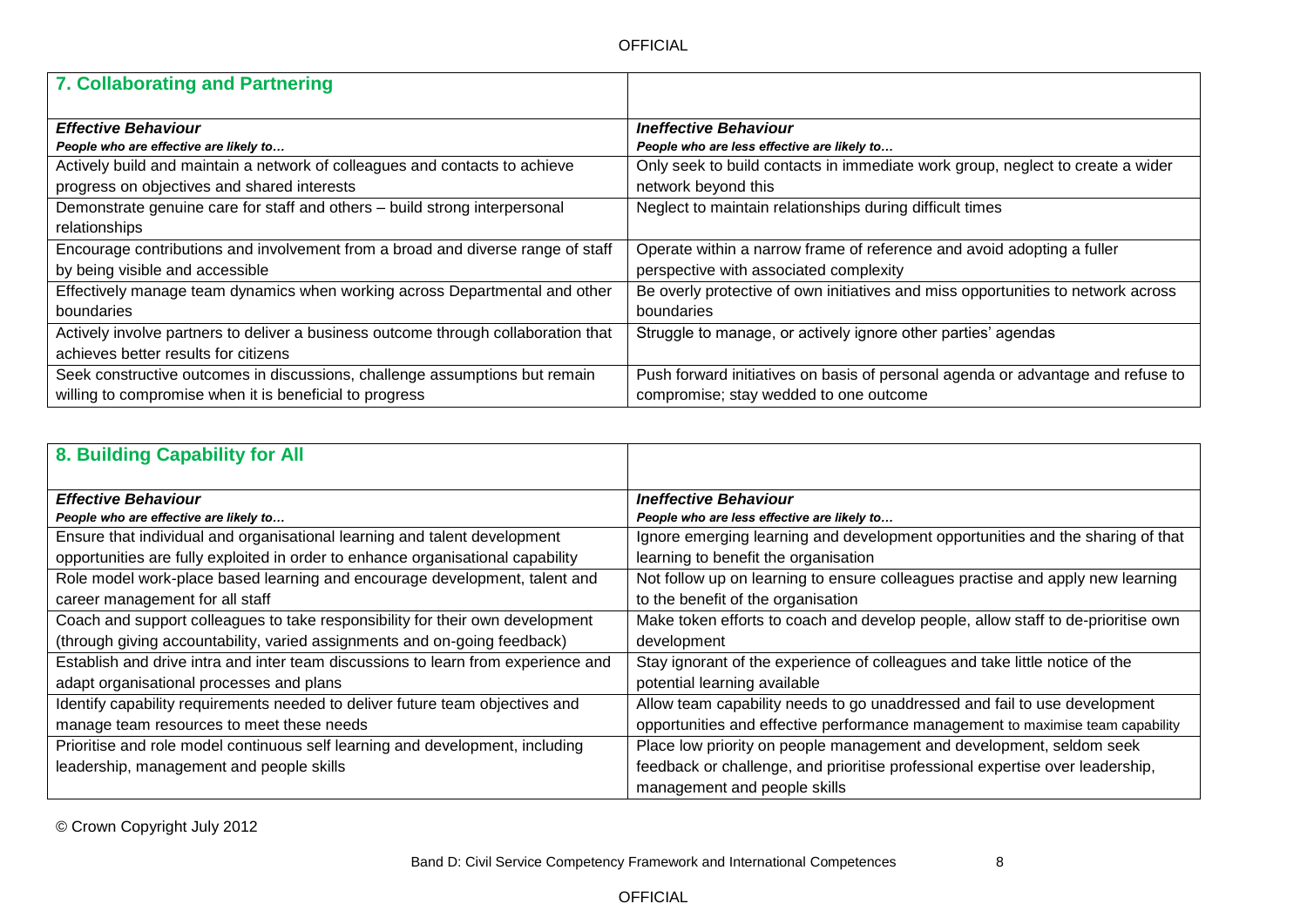## 7. Collaborating and Partnering

| ***Effective Behaviour*** *People who are effective are likely to…* | ***Ineffective Behaviour*** *People who are less effective are likely to…* |
|---|---|
| Actively build and maintain a network of colleagues and contacts to achieve progress on objectives and shared interests | Only seek to build contacts in immediate work group, neglect to create a wider network beyond this |
| Demonstrate genuine care for staff and others – build strong interpersonal relationships | Neglect to maintain relationships during difficult times |
| Encourage contributions and involvement from a broad and diverse range of staff by being visible and accessible | Operate within a narrow frame of reference and avoid adopting a fuller perspective with associated complexity |
| Effectively manage team dynamics when working across Departmental and other boundaries | Be overly protective of own initiatives and miss opportunities to network across boundaries |
| Actively involve partners to deliver a business outcome through collaboration that achieves better results for citizens | Struggle to manage, or actively ignore other parties' agendas |
| Seek constructive outcomes in discussions, challenge assumptions but remain willing to compromise when it is beneficial to progress | Push forward initiatives on basis of personal agenda or advantage and refuse to compromise; stay wedded to one outcome |

## 8. Building Capability for All

| ***Effective Behaviour*** *People who are effective are likely to…* | ***Ineffective Behaviour*** *People who are less effective are likely to…* |
|---|---|
| Ensure that individual and organisational learning and talent development opportunities are fully exploited in order to enhance organisational capability | Ignore emerging learning and development opportunities and the sharing of that learning to benefit the organisation |
| Role model work-place based learning and encourage development, talent and career management for all staff | Not follow up on learning to ensure colleagues practise and apply new learning to the benefit of the organisation |
| Coach and support colleagues to take responsibility for their own development (through giving accountability, varied assignments and on-going feedback) | Make token efforts to coach and develop people, allow staff to de-prioritise own development |
| Establish and drive intra and inter team discussions to learn from experience and adapt organisational processes and plans | Stay ignorant of the experience of colleagues and take little notice of the potential learning available |
| Identify capability requirements needed to deliver future team objectives and manage team resources to meet these needs | Allow team capability needs to go unaddressed and fail to use development opportunities and effective performance management to maximise team capability |
| Prioritise and role model continuous self learning and development, including leadership, management and people skills | Place low priority on people management and development, seldom seek feedback or challenge, and prioritise professional expertise over leadership, management and people skills |

© Crown Copyright July 2012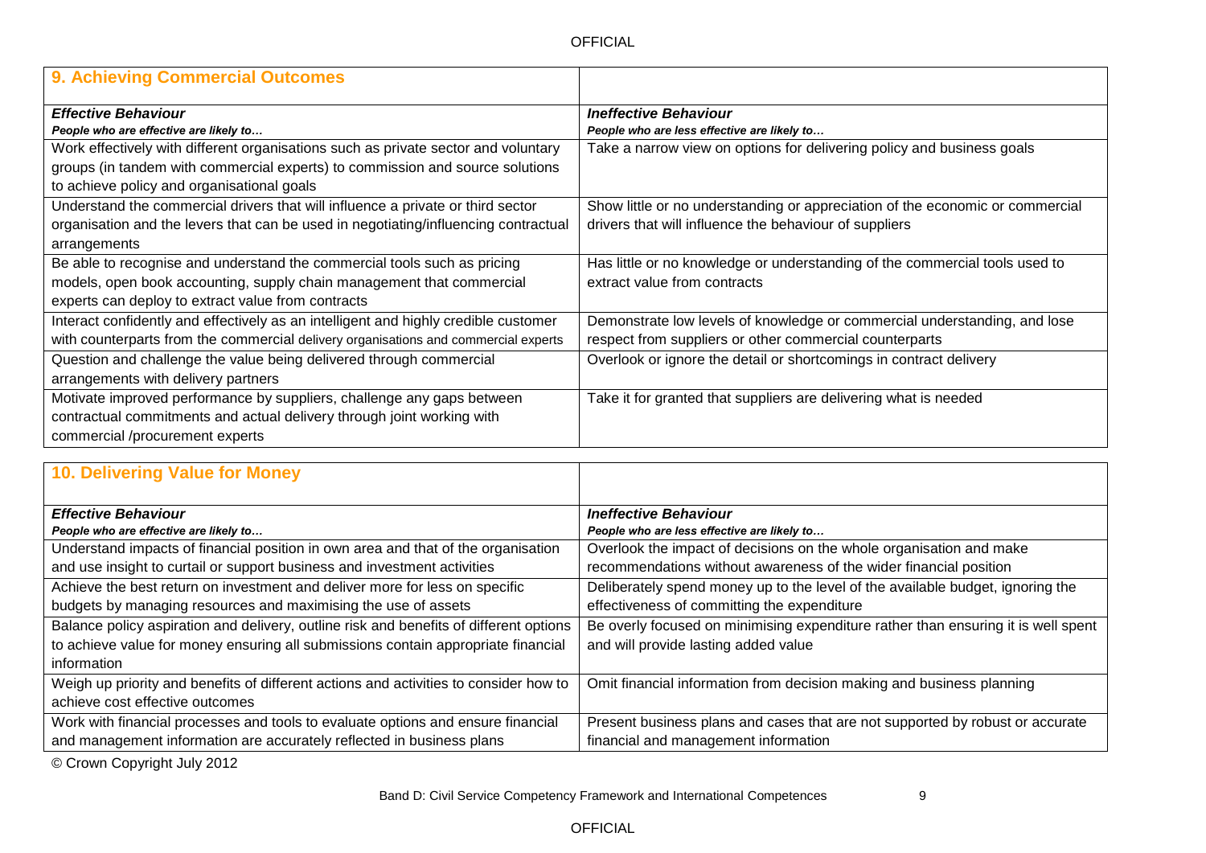## 9. Achieving Commercial Outcomes

| ***Effective Behaviour*** <br> ***People who are effective are likely to…*** | ***Ineffective Behaviour*** <br> ***People who are less effective are likely to…*** |
|---|---|
| Work effectively with different organisations such as private sector and voluntary groups (in tandem with commercial experts) to commission and source solutions to achieve policy and organisational goals | Take a narrow view on options for delivering policy and business goals |
| Understand the commercial drivers that will influence a private or third sector organisation and the levers that can be used in negotiating/influencing contractual arrangements | Show little or no understanding or appreciation of the economic or commercial drivers that will influence the behaviour of suppliers |
| Be able to recognise and understand the commercial tools such as pricing models, open book accounting, supply chain management that commercial experts can deploy to extract value from contracts | Has little or no knowledge or understanding of the commercial tools used to extract value from contracts |
| Interact confidently and effectively as an intelligent and highly credible customer with counterparts from the commercial delivery organisations and commercial experts | Demonstrate low levels of knowledge or commercial understanding, and lose respect from suppliers or other commercial counterparts |
| Question and challenge the value being delivered through commercial arrangements with delivery partners | Overlook or ignore the detail or shortcomings in contract delivery |
| Motivate improved performance by suppliers, challenge any gaps between contractual commitments and actual delivery through joint working with commercial /procurement experts | Take it for granted that suppliers are delivering what is needed |

## 10. Delivering Value for Money

| ***Effective Behaviour*** <br> ***People who are effective are likely to…*** | ***Ineffective Behaviour*** <br> ***People who are less effective are likely to…*** |
|---|---|
| Understand impacts of financial position in own area and that of the organisation and use insight to curtail or support business and investment activities | Overlook the impact of decisions on the whole organisation and make recommendations without awareness of the wider financial position |
| Achieve the best return on investment and deliver more for less on specific budgets by managing resources and maximising the use of assets | Deliberately spend money up to the level of the available budget, ignoring the effectiveness of committing the expenditure |
| Balance policy aspiration and delivery, outline risk and benefits of different options to achieve value for money ensuring all submissions contain appropriate financial information | Be overly focused on minimising expenditure rather than ensuring it is well spent and will provide lasting added value |
| Weigh up priority and benefits of different actions and activities to consider how to achieve cost effective outcomes | Omit financial information from decision making and business planning |
| Work with financial processes and tools to evaluate options and ensure financial and management information are accurately reflected in business plans | Present business plans and cases that are not supported by robust or accurate financial and management information |

© Crown Copyright July 2012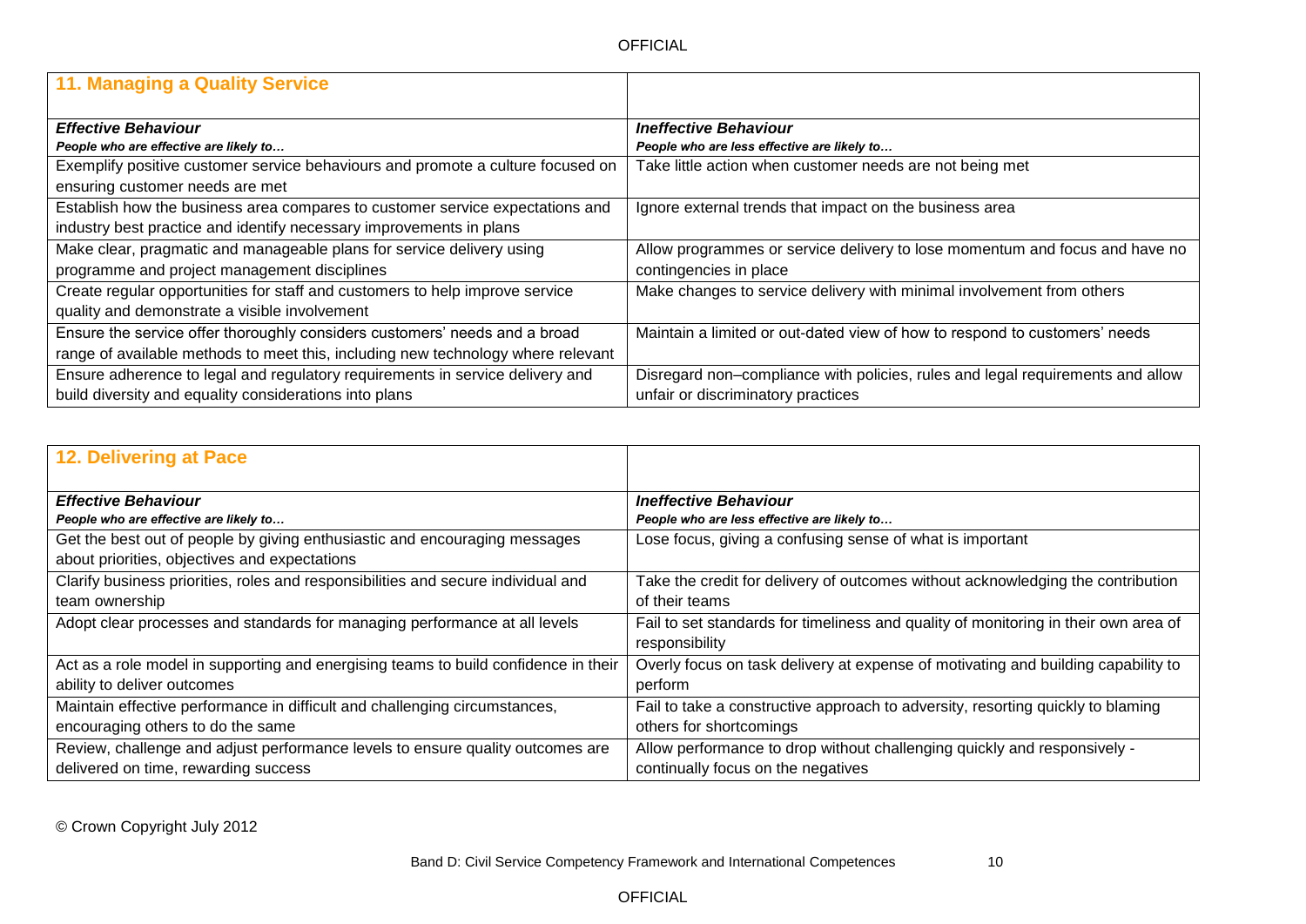## 11. Managing a Quality Service

| ***Effective Behaviour***<br>***People who are effective are likely to…*** | ***Ineffective Behaviour***<br>***People who are less effective are likely to…*** |
|---|---|
| Exemplify positive customer service behaviours and promote a culture focused on ensuring customer needs are met | Take little action when customer needs are not being met |
| Establish how the business area compares to customer service expectations and industry best practice and identify necessary improvements in plans | Ignore external trends that impact on the business area |
| Make clear, pragmatic and manageable plans for service delivery using programme and project management disciplines | Allow programmes or service delivery to lose momentum and focus and have no contingencies in place |
| Create regular opportunities for staff and customers to help improve service quality and demonstrate a visible involvement | Make changes to service delivery with minimal involvement from others |
| Ensure the service offer thoroughly considers customers' needs and a broad range of available methods to meet this, including new technology where relevant | Maintain a limited or out-dated view of how to respond to customers' needs |
| Ensure adherence to legal and regulatory requirements in service delivery and build diversity and equality considerations into plans | Disregard non–compliance with policies, rules and legal requirements and allow unfair or discriminatory practices |

## 12. Delivering at Pace

| ***Effective Behaviour***<br>***People who are effective are likely to…*** | ***Ineffective Behaviour***<br>***People who are less effective are likely to…*** |
|---|---|
| Get the best out of people by giving enthusiastic and encouraging messages about priorities, objectives and expectations | Lose focus, giving a confusing sense of what is important |
| Clarify business priorities, roles and responsibilities and secure individual and team ownership | Take the credit for delivery of outcomes without acknowledging the contribution of their teams |
| Adopt clear processes and standards for managing performance at all levels | Fail to set standards for timeliness and quality of monitoring in their own area of responsibility |
| Act as a role model in supporting and energising teams to build confidence in their ability to deliver outcomes | Overly focus on task delivery at expense of motivating and building capability to perform |
| Maintain effective performance in difficult and challenging circumstances, encouraging others to do the same | Fail to take a constructive approach to adversity, resorting quickly to blaming others for shortcomings |
| Review, challenge and adjust performance levels to ensure quality outcomes are delivered on time, rewarding success | Allow performance to drop without challenging quickly and responsively - continually focus on the negatives |

© Crown Copyright July 2012